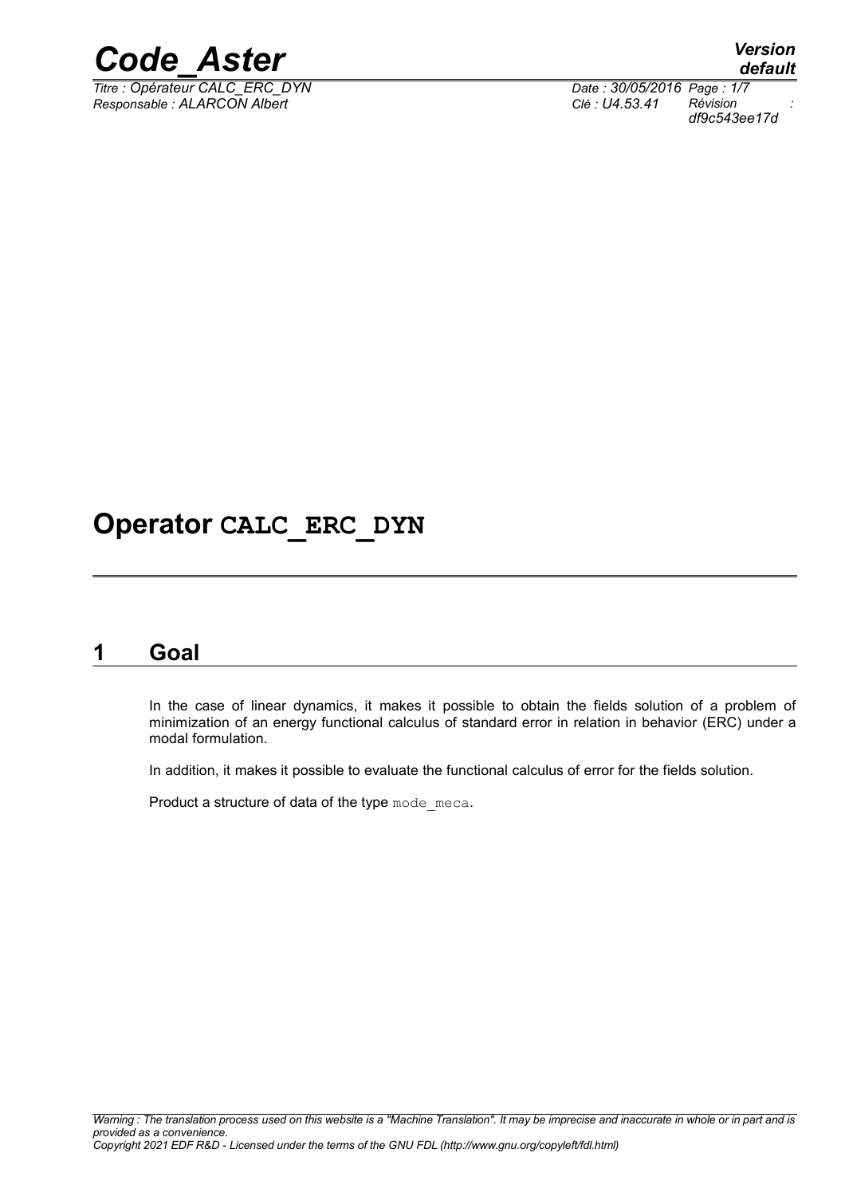# Operator CALC_ERC_DYN

## 1 Goal

In the case of linear dynamics, it makes it possible to obtain the fields solution of a problem of minimization of an energy functional calculus of standard error in relation in behavior (ERC) under a modal formulation.

In addition, it makes it possible to evaluate the functional calculus of error for the fields solution.

Product a structure of data of the type mode_meca.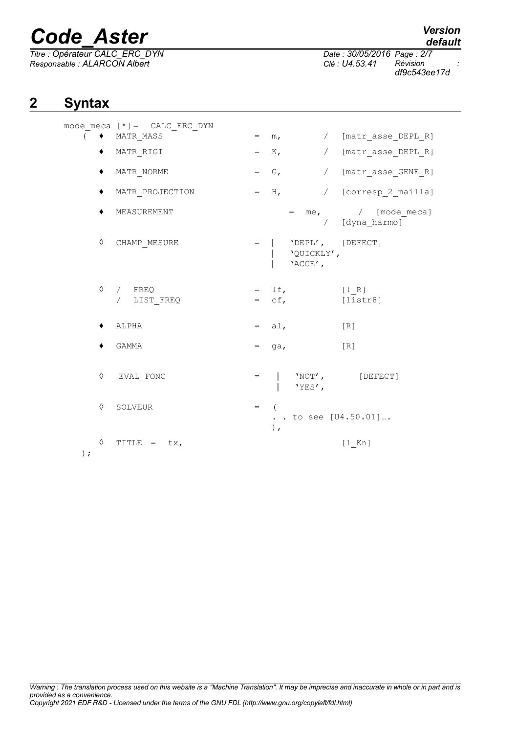## 2 Syntax

```
mode_meca [*]=  CALC_ERC_DYN
   (  ♦  MATR_MASS                = m,         /  [matr_asse_DEPL_R]

      ♦  MATR_RIGI                = K,         /  [matr_asse_DEPL_R]

      ♦  MATR_NORME               = G,         /  [matr_asse_GENE_R]

      ♦  MATR_PROJECTION          = H,         /  [corresp_2_mailla]

      ♦  MEASUREMENT                  =  me,        /  [mode_meca]
                                               /  [dyna_harmo]

      ◊  CHAMP_MESURE             = |  'DEPL',    [DEFECT]
                                    |  'QUICKLY',
                                    |  'ACCE',

      ◊  /  FREQ                  = lf,           [l_R]
         /  LIST_FREQ             = cf,           [listr8]

      ♦  ALPHA                    = al,           [R]

      ♦  GAMMA                    = ga,           [R]

      ◊   EVAL_FONC               =  |  'NOT',       [DEFECT]
                                     |  'YES',

      ◊  SOLVEUR                  = (
                                    . . to see [U4.50.01]….
                                    ),

      ◊  TITLE  =  tx,                           [l_Kn]
   );
```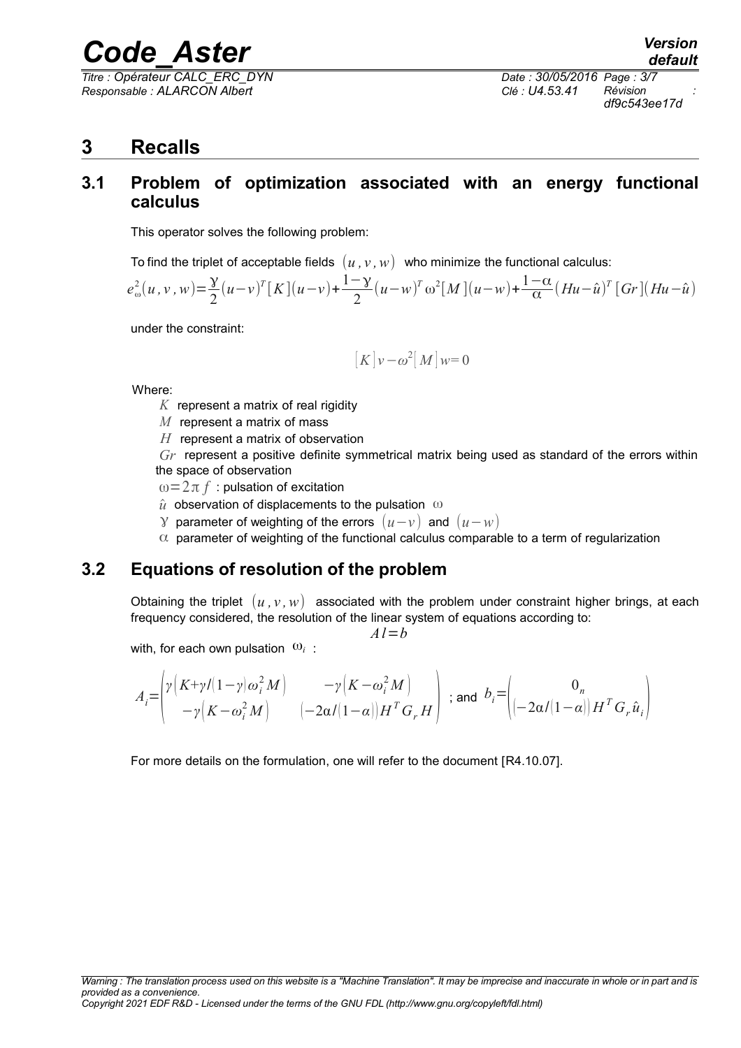# 3 Recalls

## 3.1 Problem of optimization associated with an energy functional calculus

This operator solves the following problem:

To find the triplet of acceptable fields $(u, v, w)$ who minimize the functional calculus:

$$e_\omega^2(u,v,w)=\frac{\gamma}{2}(u-v)^T[K](u-v)+\frac{1-\gamma}{2}(u-w)^T\omega^2[M](u-w)+\frac{1-\alpha}{\alpha}(Hu-\hat{u})^T[Gr](Hu-\hat{u})$$

under the constraint:

$$[K]v-\omega^2[M]w=0$$

Where:

- $K$ represent a matrix of real rigidity
- $M$ represent a matrix of mass
- $H$ represent a matrix of observation
- $Gr$ represent a positive definite symmetrical matrix being used as standard of the errors within the space of observation
- $\omega=2\pi f$ : pulsation of excitation
- $\hat{u}$ observation of displacements to the pulsation $\omega$
- $\gamma$ parameter of weighting of the errors $(u-v)$ and $(u-w)$
- $\alpha$ parameter of weighting of the functional calculus comparable to a term of regularization

## 3.2 Equations of resolution of the problem

Obtaining the triplet $(u, v, w)$ associated with the problem under constraint higher brings, at each frequency considered, the resolution of the linear system of equations according to:

$$Al=b$$

with, for each own pulsation $\omega_i$ :

$$A_i=\begin{pmatrix}\gamma\left(K+\gamma/(1-\gamma)\omega_i^2 M\right) & -\gamma\left(K-\omega_i^2 M\right)\\ -\gamma\left(K-\omega_i^2 M\right) & \left(-2\alpha/(1-\alpha)\right)H^T G_r H\end{pmatrix} \text{ ; and } b_i=\begin{pmatrix}0_n\\ \left(-2\alpha/(1-\alpha)\right)H^T G_r \hat{u}_i\end{pmatrix}$$

For more details on the formulation, one will refer to the document [R4.10.07].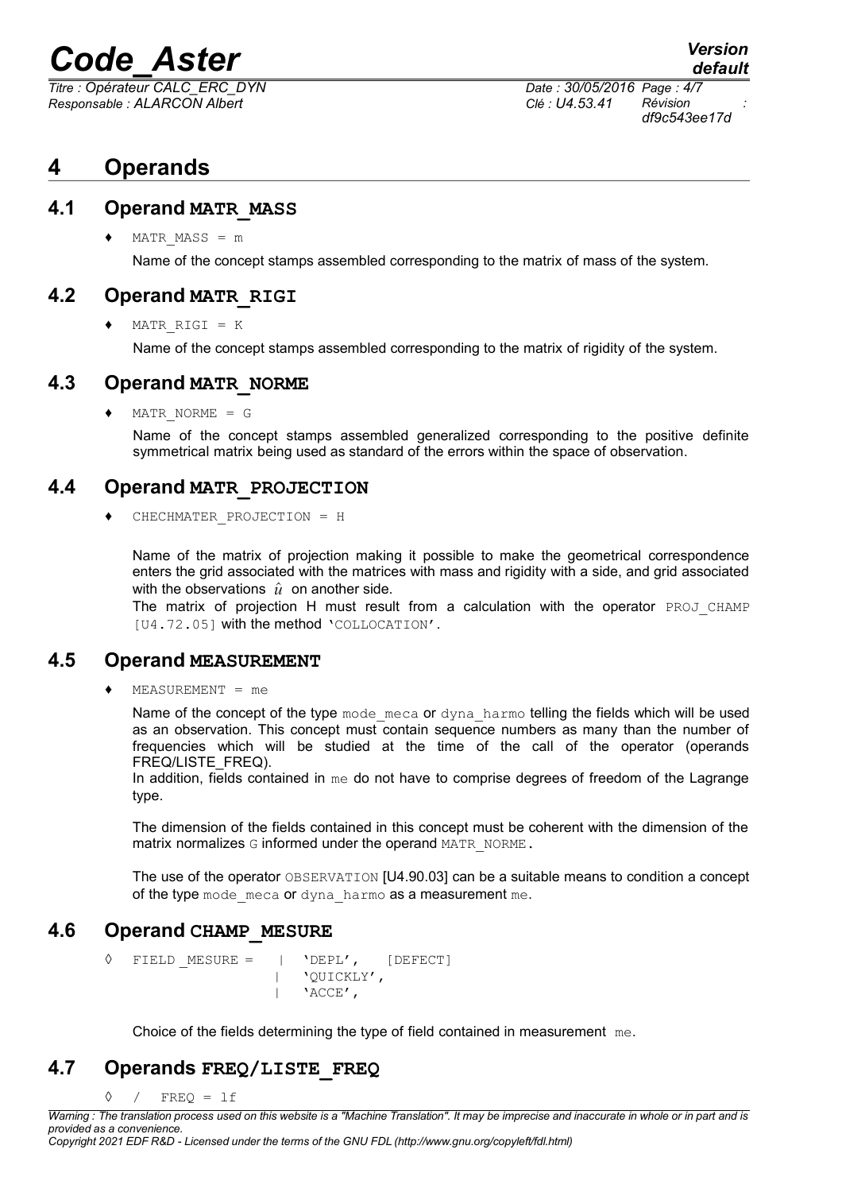# 4 Operands

## 4.1 Operand MATR_MASS

♦ MATR_MASS = m

Name of the concept stamps assembled corresponding to the matrix of mass of the system.

## 4.2 Operand MATR_RIGI

♦ MATR_RIGI = K

Name of the concept stamps assembled corresponding to the matrix of rigidity of the system.

## 4.3 Operand MATR_NORME

♦ MATR_NORME = G

Name of the concept stamps assembled generalized corresponding to the positive definite symmetrical matrix being used as standard of the errors within the space of observation.

## 4.4 Operand MATR_PROJECTION

♦ CHECHMATER_PROJECTION = H

Name of the matrix of projection making it possible to make the geometrical correspondence enters the grid associated with the matrices with mass and rigidity with a side, and grid associated with the observations $\hat{u}$ on another side.
The matrix of projection H must result from a calculation with the operator PROJ_CHAMP [U4.72.05] with the method 'COLLOCATION'.

## 4.5 Operand MEASUREMENT

♦ MEASUREMENT = me

Name of the concept of the type mode_meca or dyna_harmo telling the fields which will be used as an observation. This concept must contain sequence numbers as many than the number of frequencies which will be studied at the time of the call of the operator (operands FREQ/LISTE_FREQ).
In addition, fields contained in me do not have to comprise degrees of freedom of the Lagrange type.

The dimension of the fields contained in this concept must be coherent with the dimension of the matrix normalizes G informed under the operand MATR_NORME.

The use of the operator OBSERVATION [U4.90.03] can be a suitable means to condition a concept of the type mode_meca or dyna_harmo as a measurement me.

## 4.6 Operand CHAMP_MESURE

```
◊  FIELD _MESURE =   |  'DEPL',   [DEFECT]
                     |  'QUICKLY',
                     |  'ACCE',
```

Choice of the fields determining the type of field contained in measurement me.

## 4.7 Operands FREQ/LISTE_FREQ

```
◊  /  FREQ = lf
```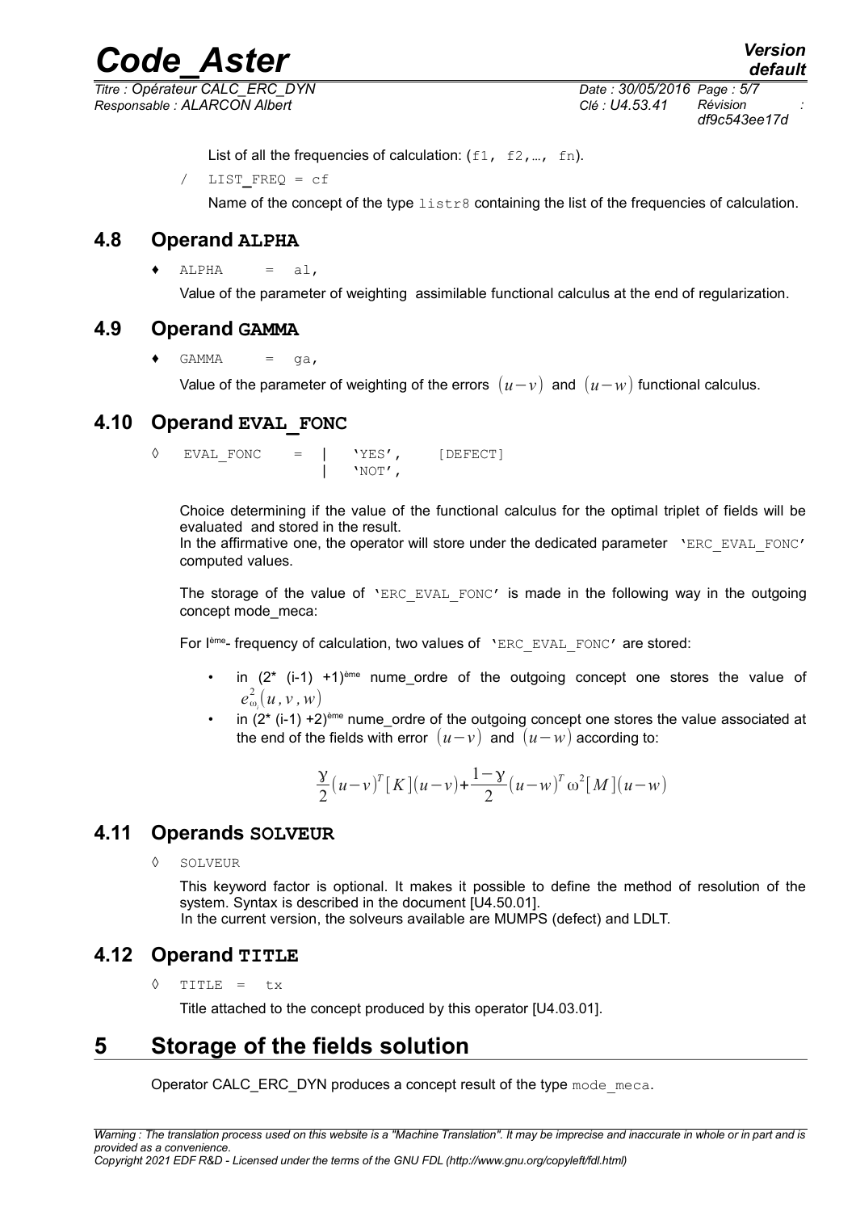List of all the frequencies of calculation: (f1, f2,…, fn).

/ LIST_FREQ = cf

Name of the concept of the type listr8 containing the list of the frequencies of calculation.

## 4.8 Operand ALPHA

♦ ALPHA = al,

Value of the parameter of weighting assimilable functional calculus at the end of regularization.

## 4.9 Operand GAMMA

♦ GAMMA = ga,

Value of the parameter of weighting of the errors $(u-v)$ and $(u-w)$ functional calculus.

## 4.10 Operand EVAL_FONC

```
◊ EVAL_FONC = | 'YES', [DEFECT]
              | 'NOT',
```

Choice determining if the value of the functional calculus for the optimal triplet of fields will be evaluated and stored in the result.

In the affirmative one, the operator will store under the dedicated parameter 'ERC_EVAL_FONC' computed values.

The storage of the value of 'ERC_EVAL_FONC' is made in the following way in the outgoing concept mode_meca:

For I$^{ème}$- frequency of calculation, two values of 'ERC_EVAL_FONC' are stored:

- in (2* (i-1) +1)$^{ème}$ nume_ordre of the outgoing concept one stores the value of $e^2_{\omega_i}(u,v,w)$
- in (2* (i-1) +2)$^{ème}$ nume_ordre of the outgoing concept one stores the value associated at the end of the fields with error $(u-v)$ and $(u-w)$ according to:

$$\frac{\gamma}{2}(u-v)^T[K](u-v)+\frac{1-\gamma}{2}(u-w)^T\omega^2[M](u-w)$$

## 4.11 Operands SOLVEUR

◊ SOLVEUR

This keyword factor is optional. It makes it possible to define the method of resolution of the system. Syntax is described in the document [U4.50.01].

In the current version, the solveurs available are MUMPS (defect) and LDLT.

## 4.12 Operand TITLE

◊ TITLE = tx

Title attached to the concept produced by this operator [U4.03.01].

# 5 Storage of the fields solution

Operator CALC_ERC_DYN produces a concept result of the type mode_meca.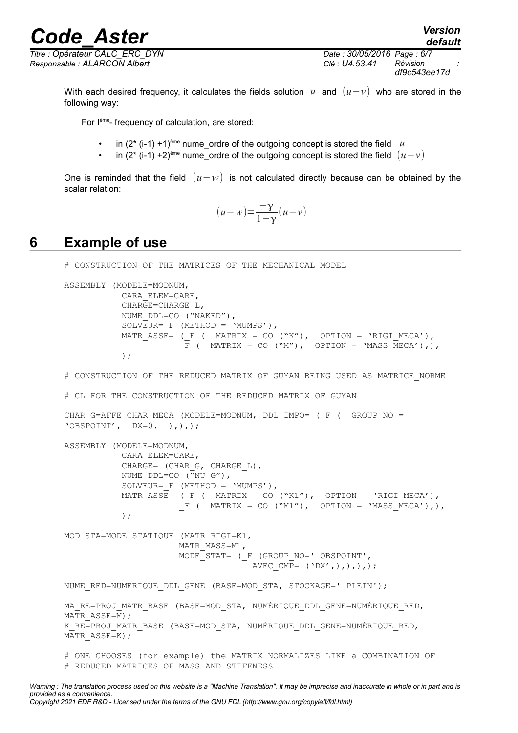With each desired frequency, it calculates the fields solution $u$ and $(u-v)$ who are stored in the following way:

For I[ème]- frequency of calculation, are stored:

- in (2* (i-1) +1)[ème] nume_ordre of the outgoing concept is stored the field $u$
- in (2* (i-1) +2)[ème] nume_ordre of the outgoing concept is stored the field $(u-v)$

One is reminded that the field $(u-w)$ is not calculated directly because can be obtained by the scalar relation:

$$(u-w)=\frac{-\gamma}{1-\gamma}(u-v)$$

# 6 Example of use

```
# CONSTRUCTION OF THE MATRICES OF THE MECHANICAL MODEL

ASSEMBLY (MODELE=MODNUM,
          CARA_ELEM=CARE,
          CHARGE=CHARGE_L,
          NUME_DDL=CO ("NAKED"),
          SOLVEUR=_F (METHOD = 'MUMPS'),
          MATR_ASSE= (_F (  MATRIX = CO ("K"),  OPTION = 'RIGI_MECA'),
                     _F (  MATRIX = CO ("M"),  OPTION = 'MASS_MECA'),),
          );

# CONSTRUCTION OF THE REDUCED MATRIX OF GUYAN BEING USED AS MATRICE_NORME

# CL FOR THE CONSTRUCTION OF THE REDUCED MATRIX OF GUYAN

CHAR_G=AFFE_CHAR_MECA (MODELE=MODNUM, DDL_IMPO= (_F (  GROUP_NO =
'OBSPOINT',  DX=0.  ),),);

ASSEMBLY (MODELE=MODNUM,
          CARA_ELEM=CARE,
          CHARGE= (CHAR_G, CHARGE_L),
          NUME_DDL=CO ("NU_G"),
          SOLVEUR=_F (METHOD = 'MUMPS'),
          MATR_ASSE= (_F (  MATRIX = CO ("K1"),  OPTION = 'RIGI_MECA'),
                     _F (  MATRIX = CO ("M1"),  OPTION = 'MASS_MECA'),),
          );

MOD_STA=MODE_STATIQUE (MATR_RIGI=K1,
                      MATR_MASS=M1,
                      MODE_STAT= (_F (GROUP_NO=' OBSPOINT',
                                  AVEC_CMP= ('DX',),),),);

NUME_RED=NUMÉRIQUE_DDL_GENE (BASE=MOD_STA, STOCKAGE=' PLEIN');

MA_RE=PROJ_MATR_BASE (BASE=MOD_STA, NUMÉRIQUE_DDL_GENE=NUMÉRIQUE_RED,
MATR_ASSE=M);
K_RE=PROJ_MATR_BASE (BASE=MOD_STA, NUMÉRIQUE_DDL_GENE=NUMÉRIQUE_RED,
MATR_ASSE=K);

# ONE CHOOSES (for example) the MATRIX NORMALIZES LIKE a COMBINATION OF
# REDUCED MATRICES OF MASS AND STIFFNESS
```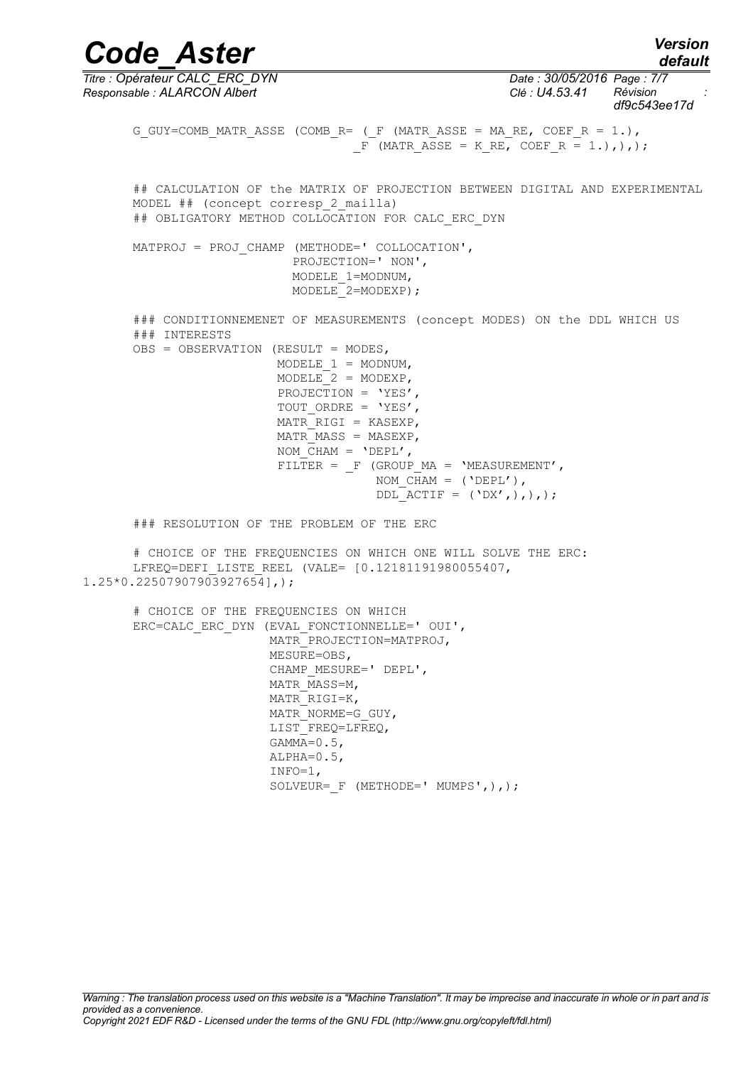```
G_GUY=COMB_MATR_ASSE (COMB_R= (_F (MATR_ASSE = MA_RE, COEF_R = 1.),
                               _F (MATR_ASSE = K_RE, COEF_R = 1.),),);


## CALCULATION OF the MATRIX OF PROJECTION BETWEEN DIGITAL AND EXPERIMENTAL
MODEL ## (concept corresp_2_mailla)
## OBLIGATORY METHOD COLLOCATION FOR CALC_ERC_DYN

MATPROJ = PROJ_CHAMP (METHODE=' COLLOCATION',
                      PROJECTION=' NON',
                      MODELE_1=MODNUM,
                      MODELE_2=MODEXP);

### CONDITIONNEMENET OF MEASUREMENTS (concept MODES) ON the DDL WHICH US
### INTERESTS
OBS = OBSERVATION (RESULT = MODES,
                   MODELE_1 = MODNUM,
                   MODELE_2 = MODEXP,
                   PROJECTION = 'YES',
                   TOUT_ORDRE = 'YES',
                   MATR_RIGI = KASEXP,
                   MATR_MASS = MASEXP,
                   NOM_CHAM = 'DEPL',
                   FILTER = _F (GROUP_MA = 'MEASUREMENT',
                                NOM_CHAM = ('DEPL'),
                                DDL_ACTIF = ('DX',),),);

### RESOLUTION OF THE PROBLEM OF THE ERC

# CHOICE OF THE FREQUENCIES ON WHICH ONE WILL SOLVE THE ERC:
LFREQ=DEFI_LISTE_REEL (VALE= [0.12181191980055407,
1.25*0.22507907903927654],);

# CHOICE OF THE FREQUENCIES ON WHICH
ERC=CALC_ERC_DYN (EVAL_FONCTIONNELLE=' OUI',
                  MATR_PROJECTION=MATPROJ,
                  MESURE=OBS,
                  CHAMP_MESURE=' DEPL',
                  MATR_MASS=M,
                  MATR_RIGI=K,
                  MATR_NORME=G_GUY,
                  LIST_FREQ=LFREQ,
                  GAMMA=0.5,
                  ALPHA=0.5,
                  INFO=1,
                  SOLVEUR=_F (METHODE=' MUMPS',),);
```